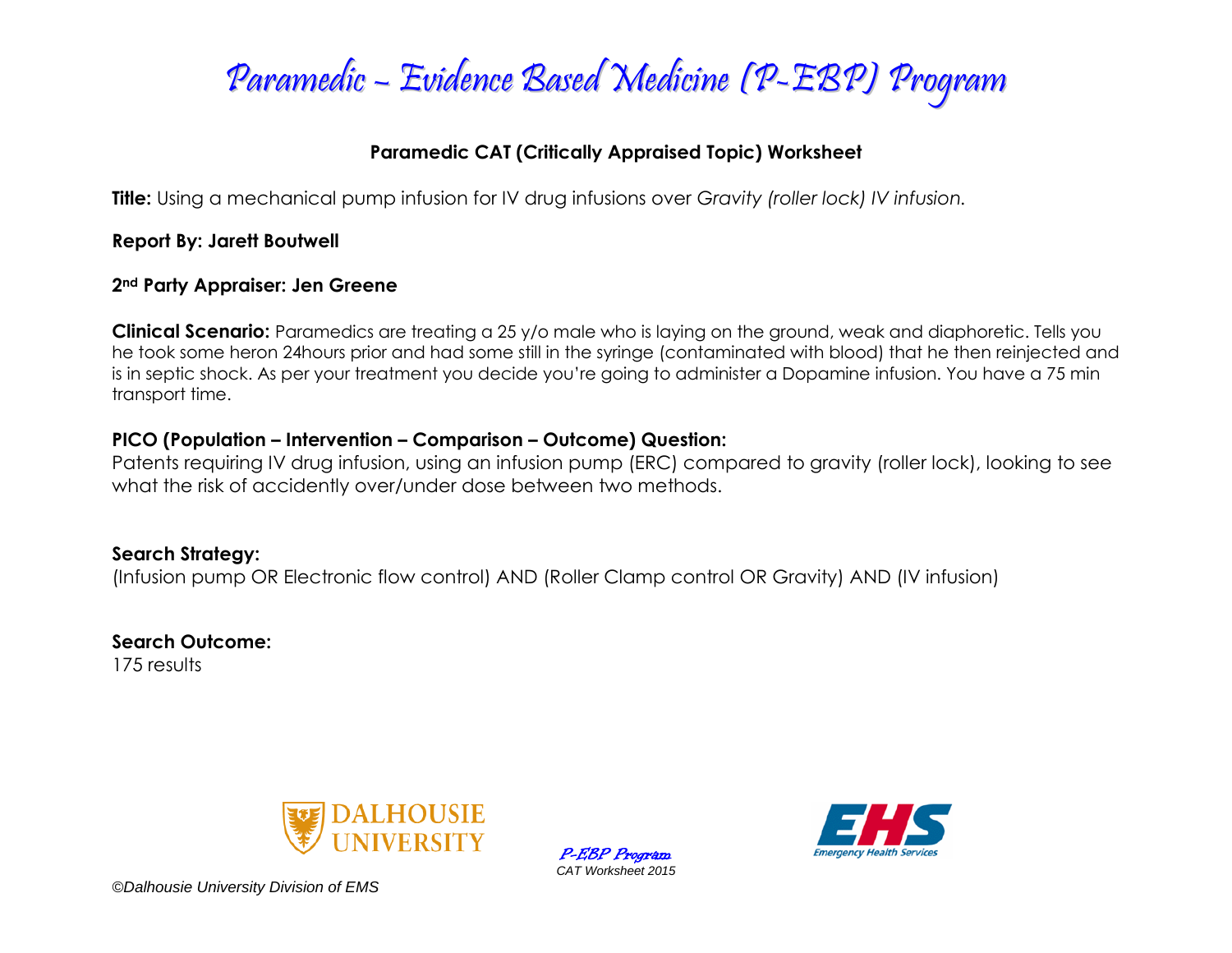# Paramedic – Evidence Based Medicine (P-EBP) Program

## Paramedic CAT (Critically Appraised Topic) Worksheet

**Title:** Using a mechanical pump infusion for IV drug infusions over *Gravity (roller lock) IV infusion.*

**Report By: Jarett Boutwell**

**2nd Party Appraiser: Jen Greene**

**Clinical Scenario:** Paramedics are treating a 25 y/o male who is laying on the ground, weak and diaphoretic. Tells you he took some heron 24hours prior and had some still in the syringe (contaminated with blood) that he then reinjected and is in septic shock. As per your treatment you decide you're going to administer a Dopamine infusion. You have a 75 min transport time.

**PICO (Population – Intervention – Comparison – Outcome) Question:**
Patents requiring IV drug infusion, using an infusion pump (ERC) compared to gravity (roller lock), looking to see what the risk of accidently over/under dose between two methods.

**Search Strategy:**
(Infusion pump OR Electronic flow control) AND (Roller Clamp control OR Gravity) AND (IV infusion)

**Search Outcome:**
175 results

©Dalhousie University Division of EMS

P-EBP Program
CAT Worksheet 2015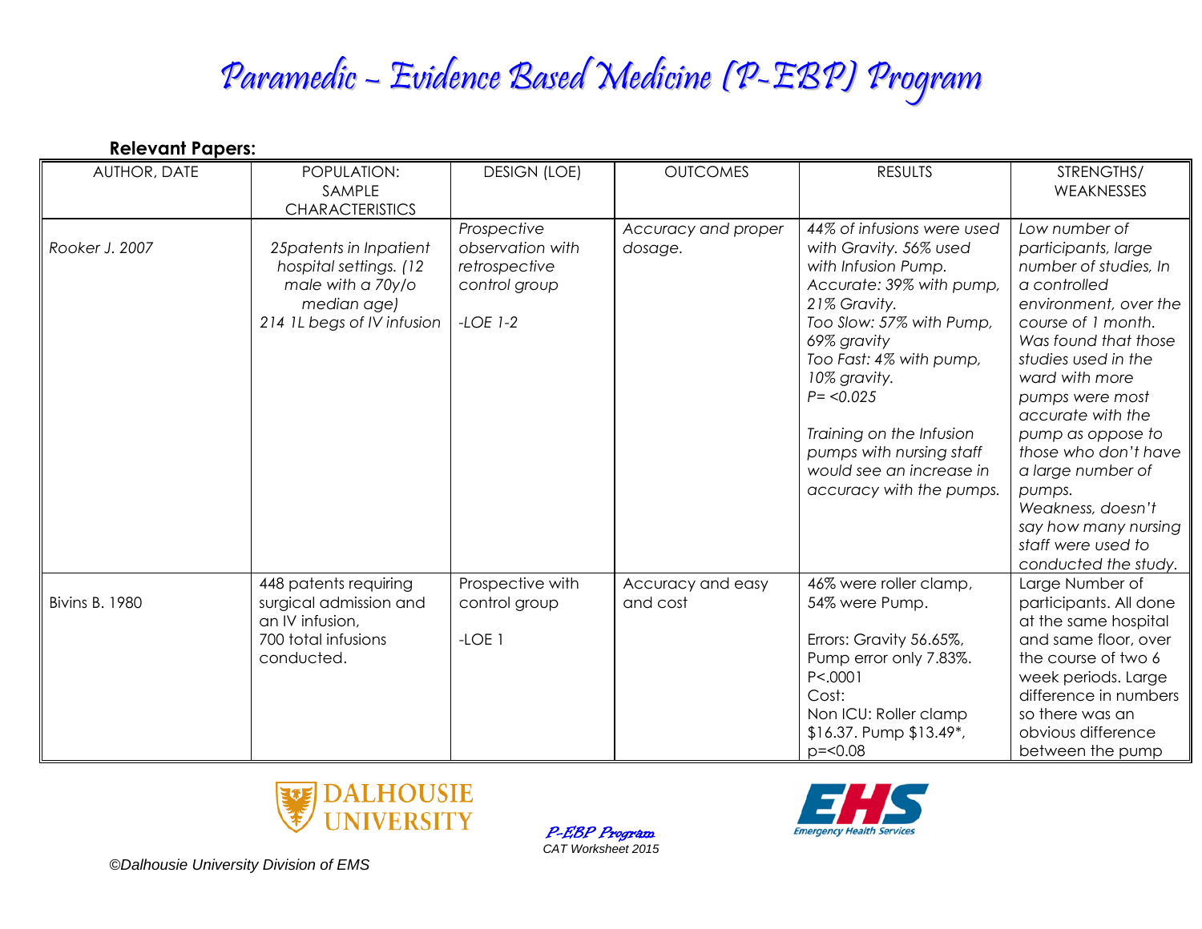# Paramedic – Evidence Based Medicine (P-EBP) Program

**Relevant Papers:**

| AUTHOR, DATE | POPULATION: SAMPLE CHARACTERISTICS | DESIGN (LOE) | OUTCOMES | RESULTS | STRENGTHS/ WEAKNESSES |
|---|---|---|---|---|---|
| *Rooker J. 2007* | *25patents in Inpatient hospital settings. (12 male with a 70y/o median age)* <br> *214 1L begs of IV infusion* | *Prospective observation with retrospective control group* <br><br> *-LOE 1-2* | *Accuracy and proper dosage.* | *44% of infusions were used with Gravity. 56% used with Infusion Pump.* <br> *Accurate: 39% with pump, 21% Gravity.* <br> *Too Slow: 57% with Pump, 69% gravity* <br> *Too Fast: 4% with pump, 10% gravity.* <br> *P= <0.025* <br><br> *Training on the Infusion pumps with nursing staff would see an increase in accuracy with the pumps.* | *Low number of participants, large number of studies, In a controlled environment, over the course of 1 month. Was found that those studies used in the ward with more pumps were most accurate with the pump as oppose to those who don't have a large number of pumps.* <br> *Weakness, doesn't say how many nursing staff were used to conducted the study.* |
| Bivins B. 1980 | 448 patents requiring surgical admission and an IV infusion, <br> 700 total infusions conducted. | Prospective with control group <br><br> -LOE 1 | Accuracy and easy and cost | 46% were roller clamp, 54% were Pump. <br><br> Errors: Gravity 56.65%, Pump error only 7.83%. P<.0001 <br> Cost: <br> Non ICU: Roller clamp $16.37. Pump $13.49*, p=<0.08 | Large Number of participants. All done at the same hospital and same floor, over the course of two 6 week periods. Large difference in numbers so there was an obvious difference between the pump |

©Dalhousie University Division of EMS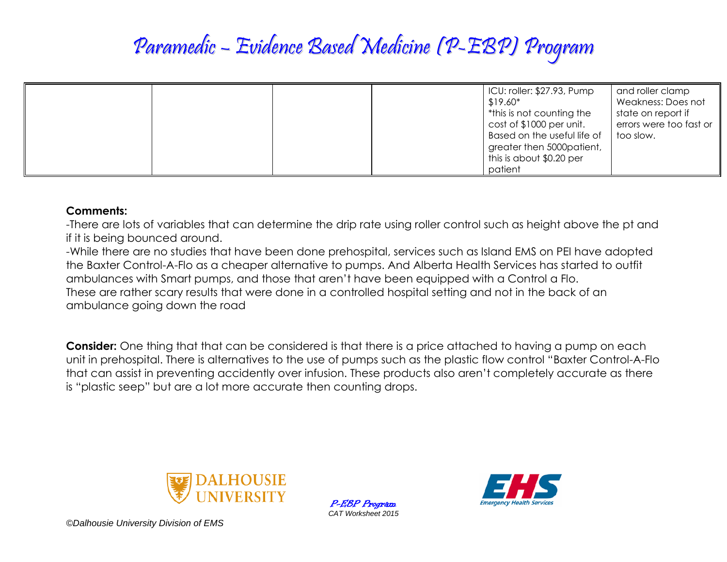|  |  |  |  | ICU: roller: $27.93, Pump $19.60*<br>*this is not counting the cost of $1000 per unit. Based on the useful life of greater then 5000patient, this is about $0.20 per patient | and roller clamp<br>Weakness: Does not state on report if errors were too fast or too slow. |
|---|---|---|---|---|---|

**Comments:**

-There are lots of variables that can determine the drip rate using roller control such as height above the pt and if it is being bounced around.

-While there are no studies that have been done prehospital, services such as Island EMS on PEI have adopted the Baxter Control-A-Flo as a cheaper alternative to pumps. And Alberta Health Services has started to outfit ambulances with Smart pumps, and those that aren't have been equipped with a Control a Flo.

These are rather scary results that were done in a controlled hospital setting and not in the back of an ambulance going down the road

**Consider:** One thing that that can be considered is that there is a price attached to having a pump on each unit in prehospital. There is alternatives to the use of pumps such as the plastic flow control "Baxter Control-A-Flo that can assist in preventing accidently over infusion. These products also aren't completely accurate as there is "plastic seep" but are a lot more accurate then counting drops.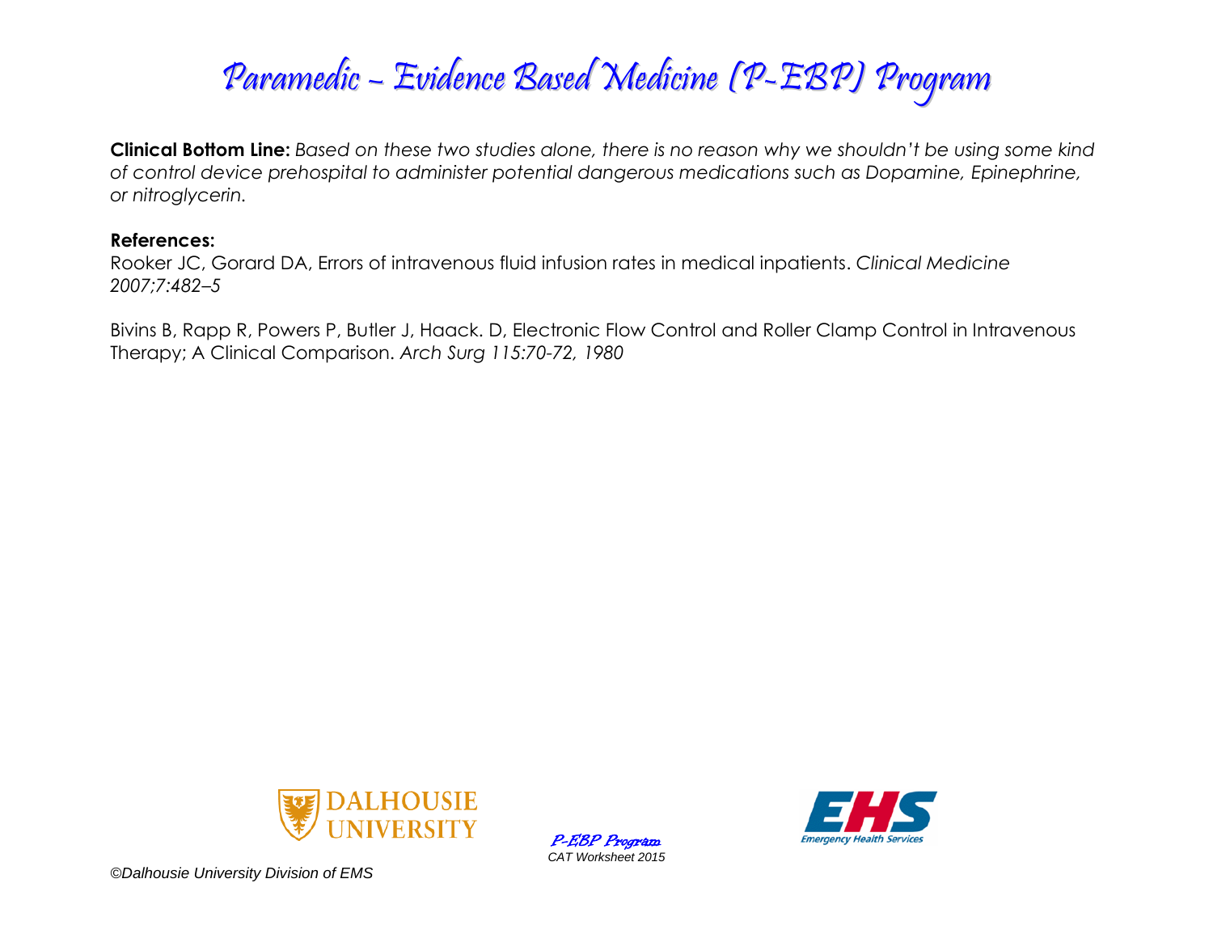**Clinical Bottom Line:** *Based on these two studies alone, there is no reason why we shouldn't be using some kind of control device prehospital to administer potential dangerous medications such as Dopamine, Epinephrine, or nitroglycerin.*

**References:**

Rooker JC, Gorard DA, Errors of intravenous fluid infusion rates in medical inpatients. *Clinical Medicine 2007;7:482–5*

Bivins B, Rapp R, Powers P, Butler J, Haack. D, Electronic Flow Control and Roller Clamp Control in Intravenous Therapy; A Clinical Comparison. *Arch Surg 115:70-72, 1980*